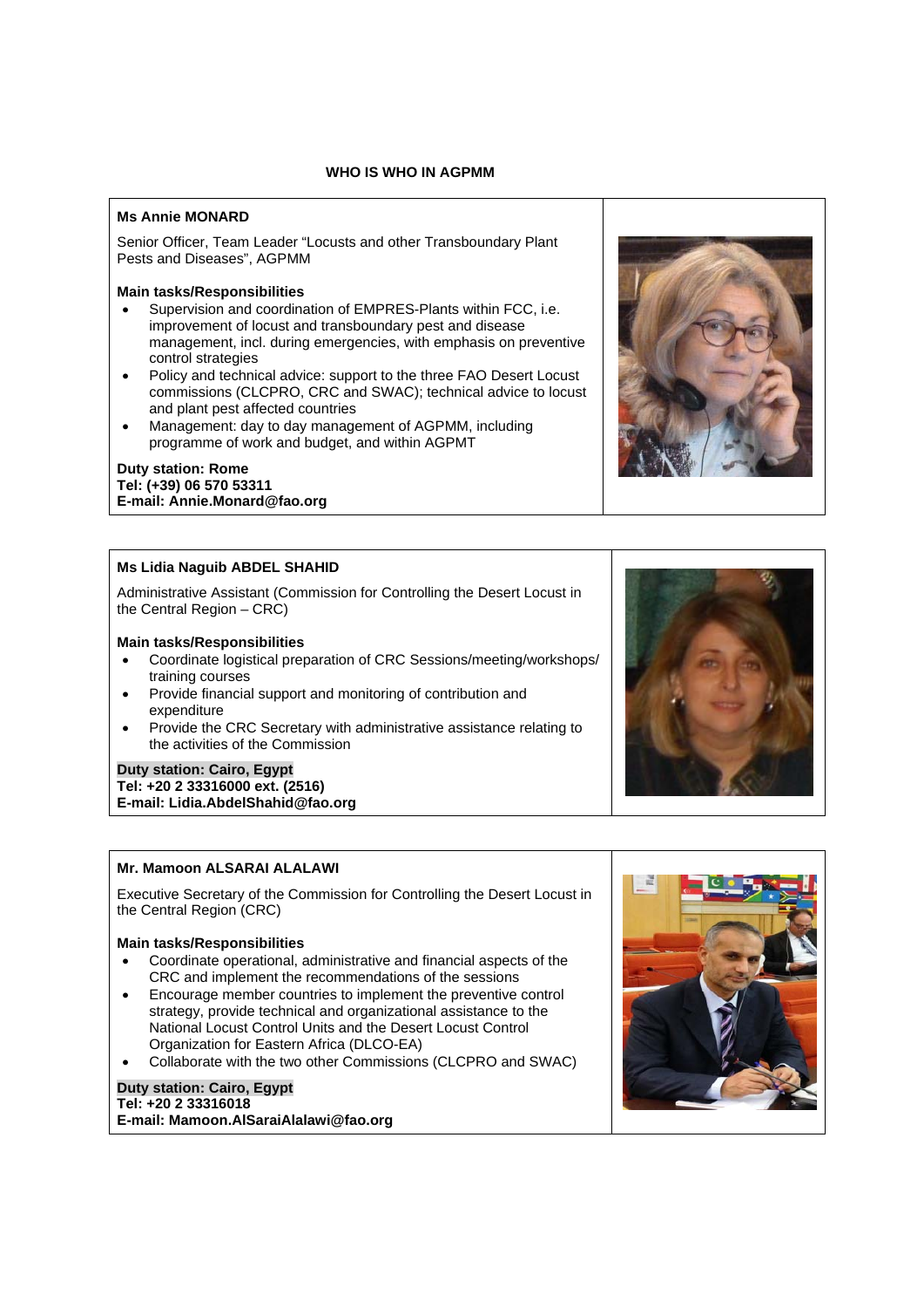## WHO IS WHO IN AGPMM

**Ms Annie MONARD**

Senior Officer, Team Leader "Locusts and other Transboundary Plant Pests and Diseases", AGPMM

**Main tasks/Responsibilities**

- Supervision and coordination of EMPRES-Plants within FCC, i.e. improvement of locust and transboundary pest and disease management, incl. during emergencies, with emphasis on preventive control strategies
- Policy and technical advice: support to the three FAO Desert Locust commissions (CLCPRO, CRC and SWAC); technical advice to locust and plant pest affected countries
- Management: day to day management of AGPMM, including programme of work and budget, and within AGPMT

**Duty station: Rome**
**Tel: (+39) 06 570 53311**
**E-mail: Annie.Monard@fao.org**

---

**Ms Lidia Naguib ABDEL SHAHID**

Administrative Assistant (Commission for Controlling the Desert Locust in the Central Region – CRC)

**Main tasks/Responsibilities**

- Coordinate logistical preparation of CRC Sessions/meeting/workshops/ training courses
- Provide financial support and monitoring of contribution and expenditure
- Provide the CRC Secretary with administrative assistance relating to the activities of the Commission

**Duty station: Cairo, Egypt**
**Tel: +20 2 33316000 ext. (2516)**
**E-mail: Lidia.AbdelShahid@fao.org**

---

**Mr. Mamoon ALSARAI ALALAWI**

Executive Secretary of the Commission for Controlling the Desert Locust in the Central Region (CRC)

**Main tasks/Responsibilities**

- Coordinate operational, administrative and financial aspects of the CRC and implement the recommendations of the sessions
- Encourage member countries to implement the preventive control strategy, provide technical and organizational assistance to the National Locust Control Units and the Desert Locust Control Organization for Eastern Africa (DLCO-EA)
- Collaborate with the two other Commissions (CLCPRO and SWAC)

**Duty station: Cairo, Egypt**
**Tel: +20 2 33316018**
**E-mail: Mamoon.AlSaraiAlalawi@fao.org**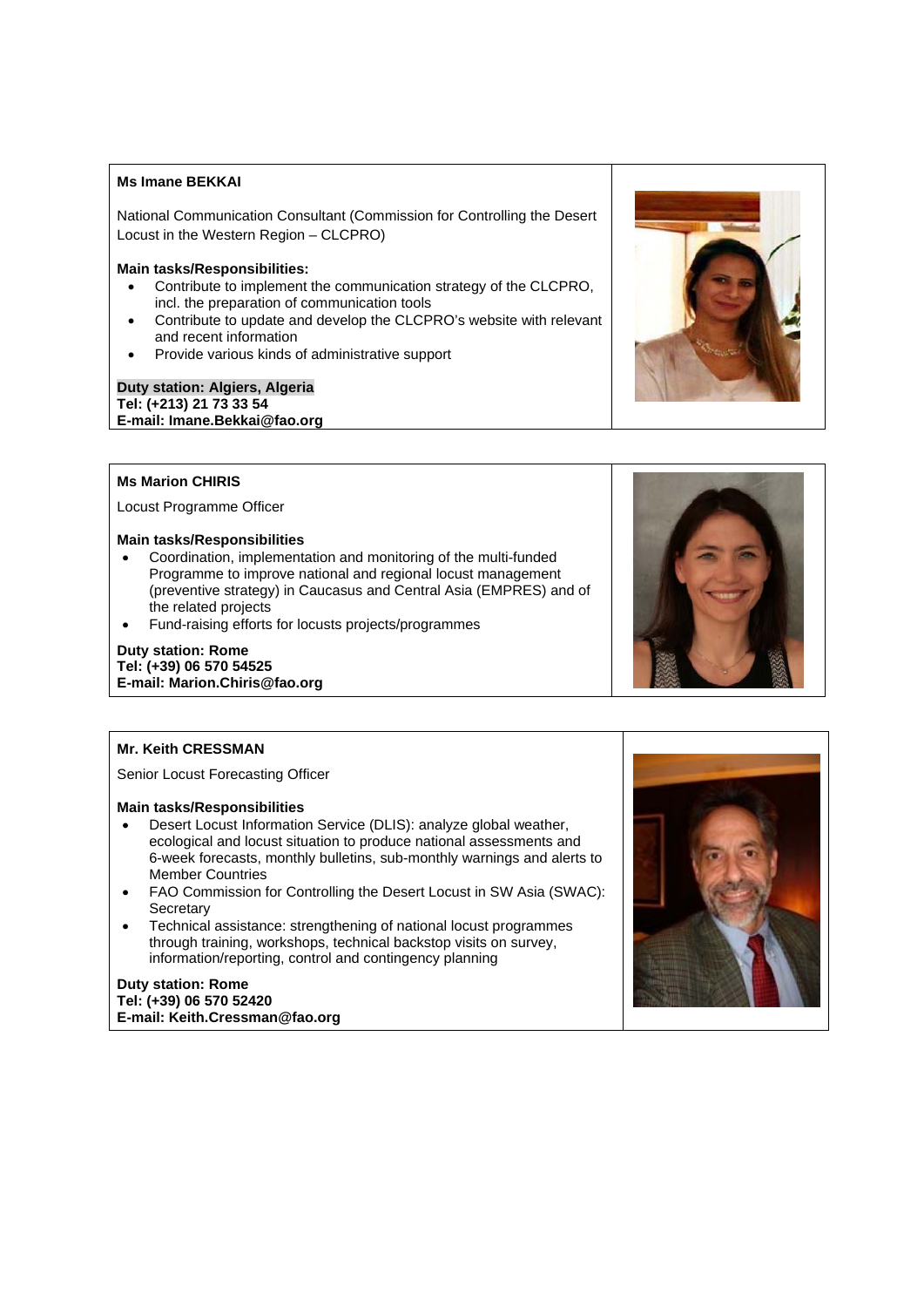**Ms Imane BEKKAI**

National Communication Consultant (Commission for Controlling the Desert Locust in the Western Region – CLCPRO)

**Main tasks/Responsibilities:**

- Contribute to implement the communication strategy of the CLCPRO, incl. the preparation of communication tools
- Contribute to update and develop the CLCPRO's website with relevant and recent information
- Provide various kinds of administrative support

**Duty station: Algiers, Algeria**
**Tel: (+213) 21 73 33 54**
**E-mail: Imane.Bekkai@fao.org**

---

**Ms Marion CHIRIS**

Locust Programme Officer

**Main tasks/Responsibilities**

- Coordination, implementation and monitoring of the multi-funded Programme to improve national and regional locust management (preventive strategy) in Caucasus and Central Asia (EMPRES) and of the related projects
- Fund-raising efforts for locusts projects/programmes

**Duty station: Rome**
**Tel: (+39) 06 570 54525**
**E-mail: Marion.Chiris@fao.org**

---

**Mr. Keith CRESSMAN**

Senior Locust Forecasting Officer

**Main tasks/Responsibilities**

- Desert Locust Information Service (DLIS): analyze global weather, ecological and locust situation to produce national assessments and 6-week forecasts, monthly bulletins, sub-monthly warnings and alerts to Member Countries
- FAO Commission for Controlling the Desert Locust in SW Asia (SWAC): Secretary
- Technical assistance: strengthening of national locust programmes through training, workshops, technical backstop visits on survey, information/reporting, control and contingency planning

**Duty station: Rome**
**Tel: (+39) 06 570 52420**
**E-mail: Keith.Cressman@fao.org**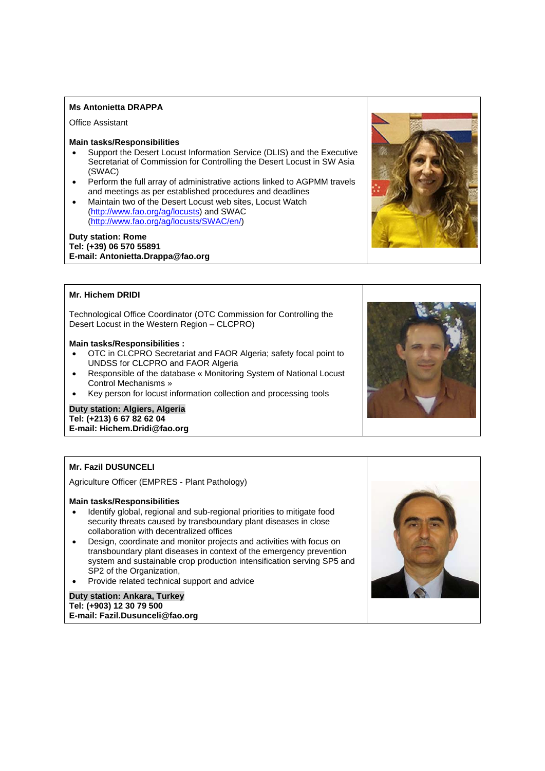**Ms Antonietta DRAPPA**

Office Assistant

**Main tasks/Responsibilities**

- Support the Desert Locust Information Service (DLIS) and the Executive Secretariat of Commission for Controlling the Desert Locust in SW Asia (SWAC)
- Perform the full array of administrative actions linked to AGPMM travels and meetings as per established procedures and deadlines
- Maintain two of the Desert Locust web sites, Locust Watch (http://www.fao.org/ag/locusts) and SWAC (http://www.fao.org/ag/locusts/SWAC/en/)

**Duty station: Rome**
**Tel: (+39) 06 570 55891**
**E-mail: Antonietta.Drappa@fao.org**

---

**Mr. Hichem DRIDI**

Technological Office Coordinator (OTC Commission for Controlling the Desert Locust in the Western Region – CLCPRO)

**Main tasks/Responsibilities :**

- OTC in CLCPRO Secretariat and FAOR Algeria; safety focal point to UNDSS for CLCPRO and FAOR Algeria
- Responsible of the database « Monitoring System of National Locust Control Mechanisms »
- Key person for locust information collection and processing tools

**Duty station: Algiers, Algeria**
**Tel: (+213) 6 67 82 62 04**
**E-mail: Hichem.Dridi@fao.org**

---

**Mr. Fazil DUSUNCELI**

Agriculture Officer (EMPRES - Plant Pathology)

**Main tasks/Responsibilities**

- Identify global, regional and sub-regional priorities to mitigate food security threats caused by transboundary plant diseases in close collaboration with decentralized offices
- Design, coordinate and monitor projects and activities with focus on transboundary plant diseases in context of the emergency prevention system and sustainable crop production intensification serving SP5 and SP2 of the Organization,
- Provide related technical support and advice

**Duty station: Ankara, Turkey**
**Tel: (+903) 12 30 79 500**
**E-mail: Fazil.Dusunceli@fao.org**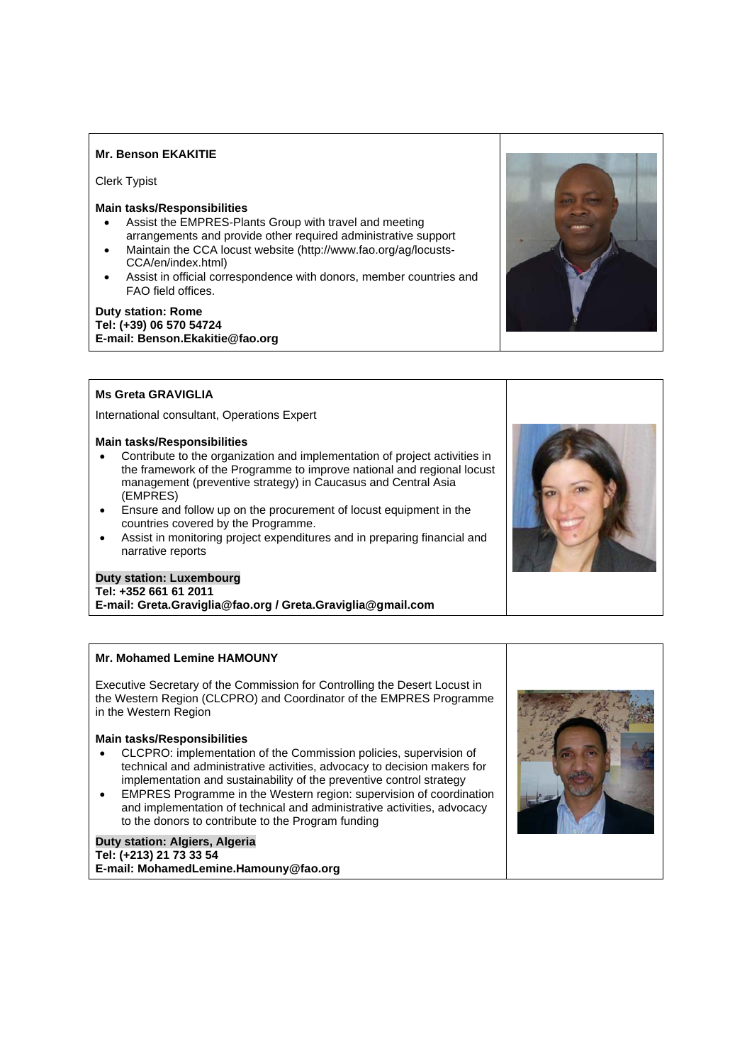**Mr. Benson EKAKITIE**

Clerk Typist

**Main tasks/Responsibilities**

- Assist the EMPRES-Plants Group with travel and meeting arrangements and provide other required administrative support
- Maintain the CCA locust website (http://www.fao.org/ag/locusts-CCA/en/index.html)
- Assist in official correspondence with donors, member countries and FAO field offices.

**Duty station: Rome**
**Tel: (+39) 06 570 54724**
**E-mail: Benson.Ekakitie@fao.org**

**Ms Greta GRAVIGLIA**

International consultant, Operations Expert

**Main tasks/Responsibilities**

- Contribute to the organization and implementation of project activities in the framework of the Programme to improve national and regional locust management (preventive strategy) in Caucasus and Central Asia (EMPRES)
- Ensure and follow up on the procurement of locust equipment in the countries covered by the Programme.
- Assist in monitoring project expenditures and in preparing financial and narrative reports

**Duty station: Luxembourg**
**Tel: +352 661 61 2011**
**E-mail: Greta.Graviglia@fao.org / Greta.Graviglia@gmail.com**

**Mr. Mohamed Lemine HAMOUNY**

Executive Secretary of the Commission for Controlling the Desert Locust in the Western Region (CLCPRO) and Coordinator of the EMPRES Programme in the Western Region

**Main tasks/Responsibilities**

- CLCPRO: implementation of the Commission policies, supervision of technical and administrative activities, advocacy to decision makers for implementation and sustainability of the preventive control strategy
- EMPRES Programme in the Western region: supervision of coordination and implementation of technical and administrative activities, advocacy to the donors to contribute to the Program funding

**Duty station: Algiers, Algeria**
**Tel: (+213) 21 73 33 54**
**E-mail: MohamedLemine.Hamouny@fao.org**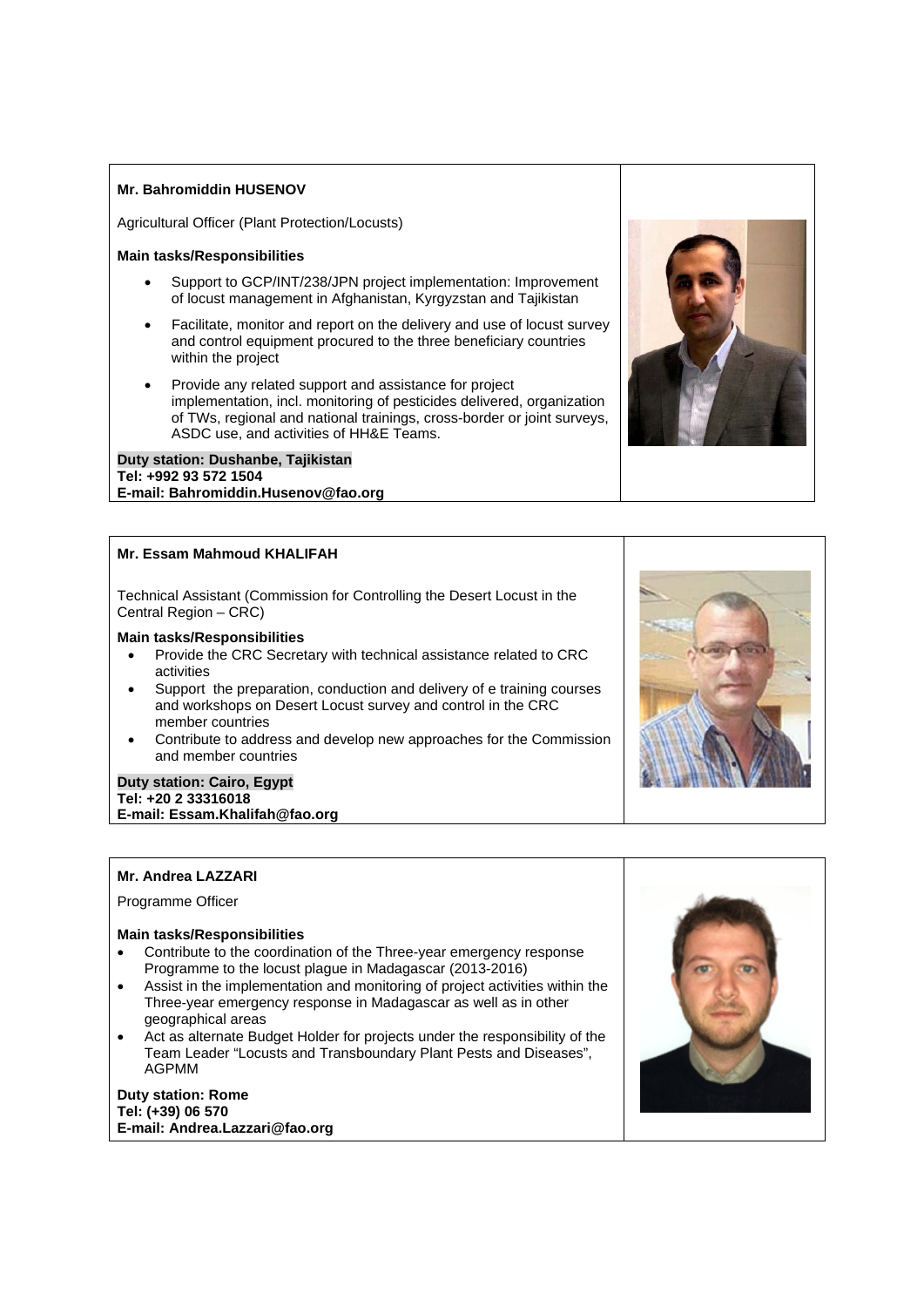**Mr. Bahromiddin HUSENOV**

Agricultural Officer (Plant Protection/Locusts)

**Main tasks/Responsibilities**

- Support to GCP/INT/238/JPN project implementation: Improvement of locust management in Afghanistan, Kyrgyzstan and Tajikistan
- Facilitate, monitor and report on the delivery and use of locust survey and control equipment procured to the three beneficiary countries within the project
- Provide any related support and assistance for project implementation, incl. monitoring of pesticides delivered, organization of TWs, regional and national trainings, cross-border or joint surveys, ASDC use, and activities of HH&E Teams.

**Duty station: Dushanbe, Tajikistan**
**Tel: +992 93 572 1504**
**E-mail: Bahromiddin.Husenov@fao.org**

---

**Mr. Essam Mahmoud KHALIFAH**

Technical Assistant (Commission for Controlling the Desert Locust in the Central Region – CRC)

**Main tasks/Responsibilities**

- Provide the CRC Secretary with technical assistance related to CRC activities
- Support the preparation, conduction and delivery of e training courses and workshops on Desert Locust survey and control in the CRC member countries
- Contribute to address and develop new approaches for the Commission and member countries

**Duty station: Cairo, Egypt**
**Tel: +20 2 33316018**
**E-mail: Essam.Khalifah@fao.org**

---

**Mr. Andrea LAZZARI**

Programme Officer

**Main tasks/Responsibilities**

- Contribute to the coordination of the Three-year emergency response Programme to the locust plague in Madagascar (2013-2016)
- Assist in the implementation and monitoring of project activities within the Three-year emergency response in Madagascar as well as in other geographical areas
- Act as alternate Budget Holder for projects under the responsibility of the Team Leader "Locusts and Transboundary Plant Pests and Diseases", AGPMM

**Duty station: Rome**
**Tel: (+39) 06 570**
**E-mail: Andrea.Lazzari@fao.org**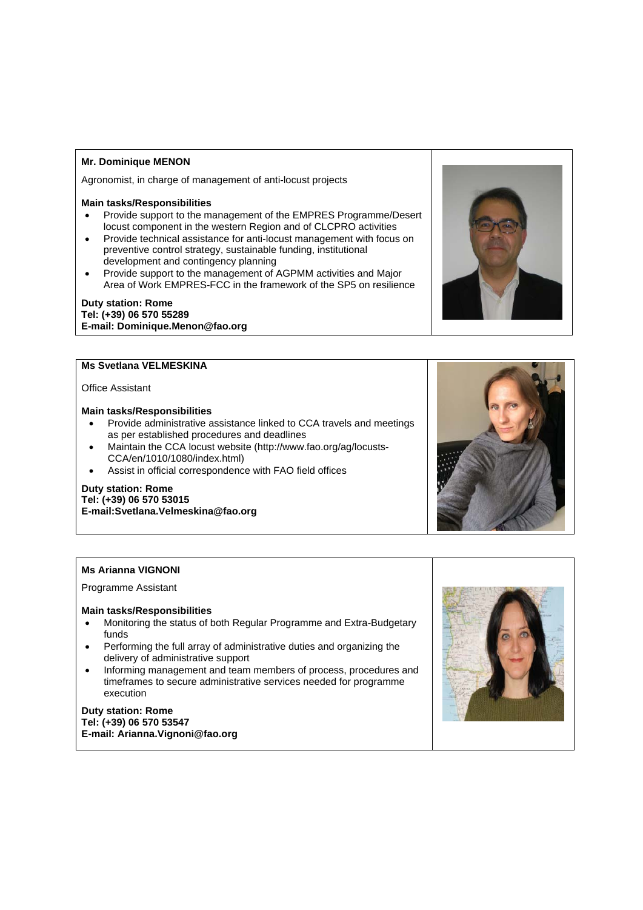**Mr. Dominique MENON**

Agronomist, in charge of management of anti-locust projects

**Main tasks/Responsibilities**

- Provide support to the management of the EMPRES Programme/Desert locust component in the western Region and of CLCPRO activities
- Provide technical assistance for anti-locust management with focus on preventive control strategy, sustainable funding, institutional development and contingency planning
- Provide support to the management of AGPMM activities and Major Area of Work EMPRES-FCC in the framework of the SP5 on resilience

**Duty station: Rome**
**Tel: (+39) 06 570 55289**
**E-mail: Dominique.Menon@fao.org**

---

**Ms Svetlana VELMESKINA**

Office Assistant

**Main tasks/Responsibilities**

- Provide administrative assistance linked to CCA travels and meetings as per established procedures and deadlines
- Maintain the CCA locust website (http://www.fao.org/ag/locusts-CCA/en/1010/1080/index.html)
- Assist in official correspondence with FAO field offices

**Duty station: Rome**
**Tel: (+39) 06 570 53015**
**E-mail:Svetlana.Velmeskina@fao.org**

---

**Ms Arianna VIGNONI**

Programme Assistant

**Main tasks/Responsibilities**

- Monitoring the status of both Regular Programme and Extra-Budgetary funds
- Performing the full array of administrative duties and organizing the delivery of administrative support
- Informing management and team members of process, procedures and timeframes to secure administrative services needed for programme execution

**Duty station: Rome**
**Tel: (+39) 06 570 53547**
**E-mail: Arianna.Vignoni@fao.org**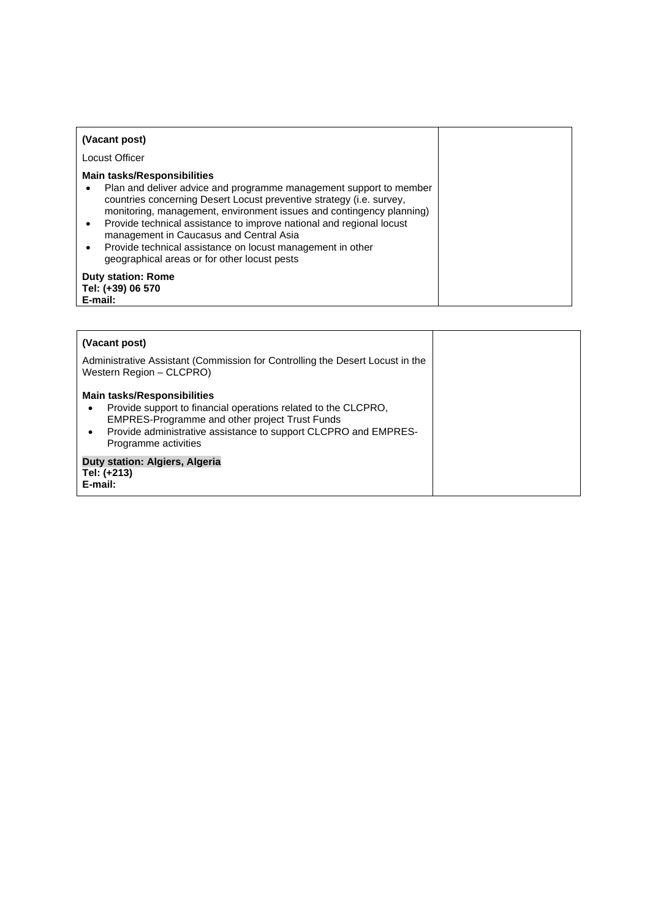| | |
|---|---|
| **(Vacant post)**<br><br>Locust Officer<br><br>**Main tasks/Responsibilities**<br>• Plan and deliver advice and programme management support to member countries concerning Desert Locust preventive strategy (i.e. survey, monitoring, management, environment issues and contingency planning)<br>• Provide technical assistance to improve national and regional locust management in Caucasus and Central Asia<br>• Provide technical assistance on locust management in other geographical areas or for other locust pests<br><br>**Duty station: Rome**<br>**Tel: (+39) 06 570**<br>**E-mail:** | |

| | |
|---|---|
| **(Vacant post)**<br><br>Administrative Assistant (Commission for Controlling the Desert Locust in the Western Region – CLCPRO)<br><br>**Main tasks/Responsibilities**<br>• Provide support to financial operations related to the CLCPRO, EMPRES-Programme and other project Trust Funds<br>• Provide administrative assistance to support CLCPRO and EMPRES-Programme activities<br><br>**Duty station: Algiers, Algeria**<br>**Tel: (+213)**<br>**E-mail:** | |